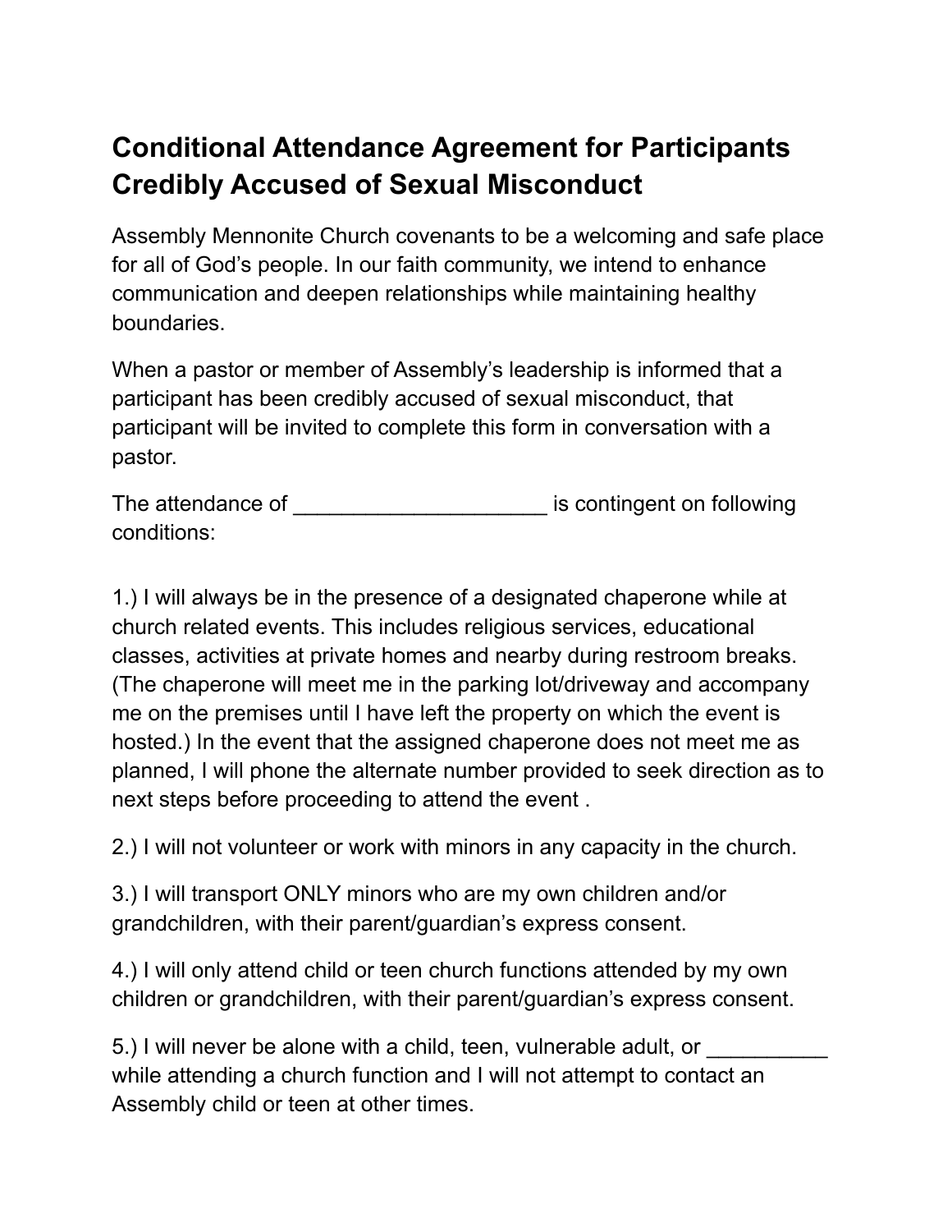# Conditional Attendance Agreement for Participants Credibly Accused of Sexual Misconduct

Assembly Mennonite Church covenants to be a welcoming and safe place for all of God's people. In our faith community, we intend to enhance communication and deepen relationships while maintaining healthy boundaries.

When a pastor or member of Assembly's leadership is informed that a participant has been credibly accused of sexual misconduct, that participant will be invited to complete this form in conversation with a pastor.

The attendance of _____________________ is contingent on following conditions:

1.) I will always be in the presence of a designated chaperone while at church related events. This includes religious services, educational classes, activities at private homes and nearby during restroom breaks. (The chaperone will meet me in the parking lot/driveway and accompany me on the premises until I have left the property on which the event is hosted.) In the event that the assigned chaperone does not meet me as planned, I will phone the alternate number provided to seek direction as to next steps before proceeding to attend the event .

2.) I will not volunteer or work with minors in any capacity in the church.

3.) I will transport ONLY minors who are my own children and/or grandchildren, with their parent/guardian's express consent.

4.) I will only attend child or teen church functions attended by my own children or grandchildren, with their parent/guardian's express consent.

5.) I will never be alone with a child, teen, vulnerable adult, or __________ while attending a church function and I will not attempt to contact an Assembly child or teen at other times.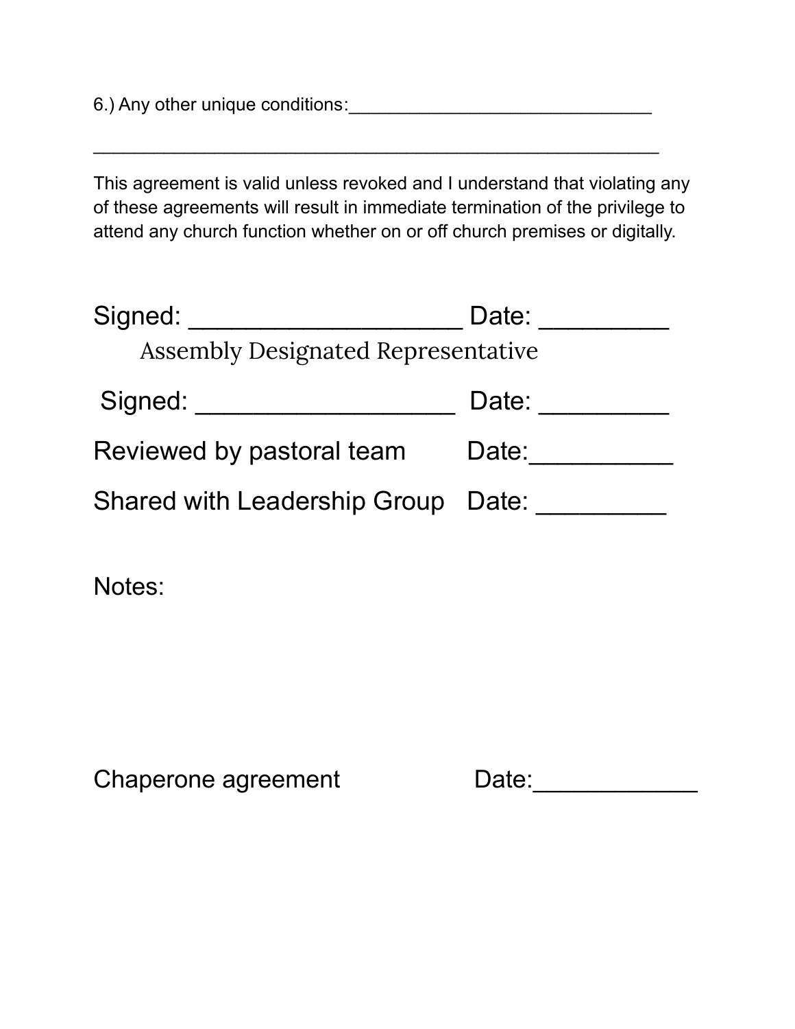6.) Any other unique conditions:______________________________

_____________________________________________________________

This agreement is valid unless revoked and I understand that violating any of these agreements will result in immediate termination of the privilege to attend any church function whether on or off church premises or digitally.

Signed: ___________________ Date: _________

Assembly Designated Representative

Signed: ___________________ Date: _________

Reviewed by pastoral team Date:__________

Shared with Leadership Group Date: _________

Notes:

Chaperone agreement Date:___________